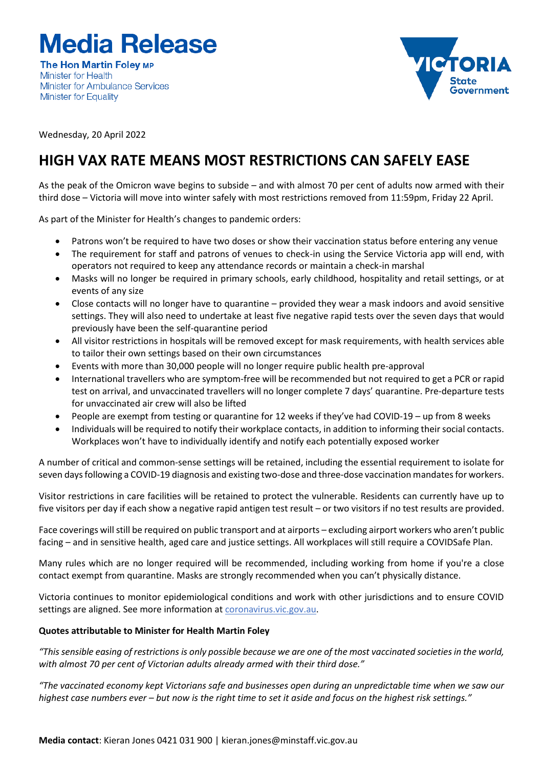# Media Release

**The Hon Martin Foley MP**
Minister for Health
Minister for Ambulance Services
Minister for Equality

Victoria State Government

Wednesday, 20 April 2022

## HIGH VAX RATE MEANS MOST RESTRICTIONS CAN SAFELY EASE

As the peak of the Omicron wave begins to subside – and with almost 70 per cent of adults now armed with their third dose – Victoria will move into winter safely with most restrictions removed from 11:59pm, Friday 22 April.

As part of the Minister for Health's changes to pandemic orders:

- Patrons won't be required to have two doses or show their vaccination status before entering any venue
- The requirement for staff and patrons of venues to check-in using the Service Victoria app will end, with operators not required to keep any attendance records or maintain a check-in marshal
- Masks will no longer be required in primary schools, early childhood, hospitality and retail settings, or at events of any size
- Close contacts will no longer have to quarantine – provided they wear a mask indoors and avoid sensitive settings. They will also need to undertake at least five negative rapid tests over the seven days that would previously have been the self-quarantine period
- All visitor restrictions in hospitals will be removed except for mask requirements, with health services able to tailor their own settings based on their own circumstances
- Events with more than 30,000 people will no longer require public health pre-approval
- International travellers who are symptom-free will be recommended but not required to get a PCR or rapid test on arrival, and unvaccinated travellers will no longer complete 7 days' quarantine. Pre-departure tests for unvaccinated air crew will also be lifted
- People are exempt from testing or quarantine for 12 weeks if they've had COVID-19 – up from 8 weeks
- Individuals will be required to notify their workplace contacts, in addition to informing their social contacts. Workplaces won't have to individually identify and notify each potentially exposed worker

A number of critical and common-sense settings will be retained, including the essential requirement to isolate for seven days following a COVID-19 diagnosis and existing two-dose and three-dose vaccination mandates for workers.

Visitor restrictions in care facilities will be retained to protect the vulnerable. Residents can currently have up to five visitors per day if each show a negative rapid antigen test result – or two visitors if no test results are provided.

Face coverings will still be required on public transport and at airports – excluding airport workers who aren't public facing – and in sensitive health, aged care and justice settings. All workplaces will still require a COVIDSafe Plan.

Many rules which are no longer required will be recommended, including working from home if you're a close contact exempt from quarantine. Masks are strongly recommended when you can't physically distance.

Victoria continues to monitor epidemiological conditions and work with other jurisdictions and to ensure COVID settings are aligned. See more information at coronavirus.vic.gov.au.

**Quotes attributable to Minister for Health Martin Foley**

*"This sensible easing of restrictions is only possible because we are one of the most vaccinated societies in the world, with almost 70 per cent of Victorian adults already armed with their third dose."*

*"The vaccinated economy kept Victorians safe and businesses open during an unpredictable time when we saw our highest case numbers ever – but now is the right time to set it aside and focus on the highest risk settings."*

**Media contact**: Kieran Jones 0421 031 900 | kieran.jones@minstaff.vic.gov.au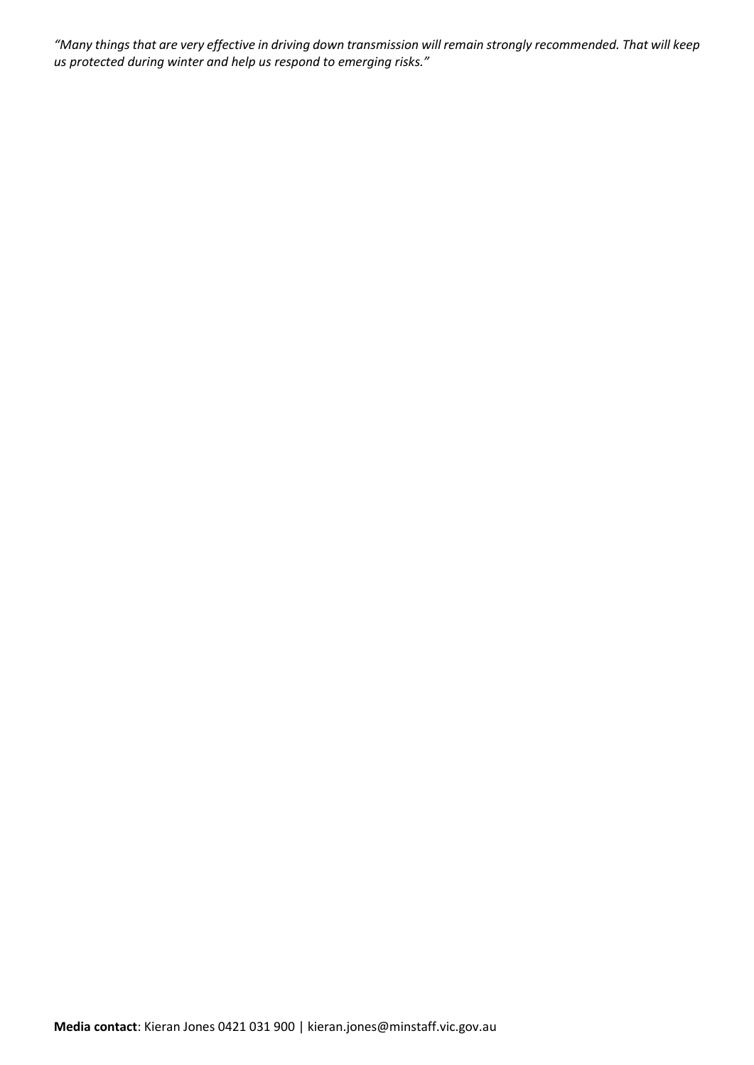*"Many things that are very effective in driving down transmission will remain strongly recommended. That will keep us protected during winter and help us respond to emerging risks."*

**Media contact**: Kieran Jones 0421 031 900 | kieran.jones@minstaff.vic.gov.au